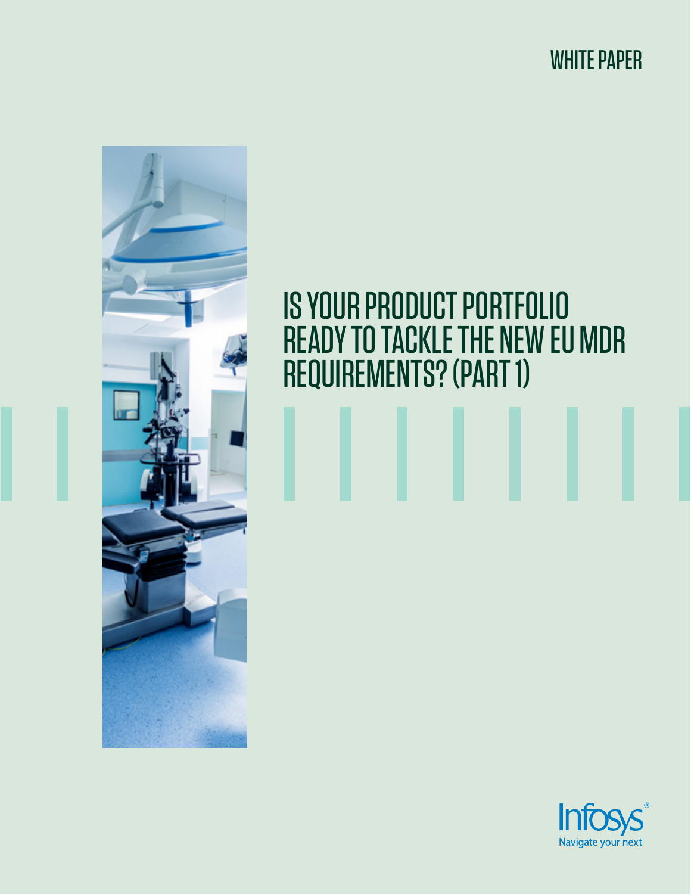WHITE PAPER

# IS YOUR PRODUCT PORTFOLIO READY TO TACKLE THE NEW EU MDR REQUIREMENTS? (PART 1)

Infosys

Navigate your next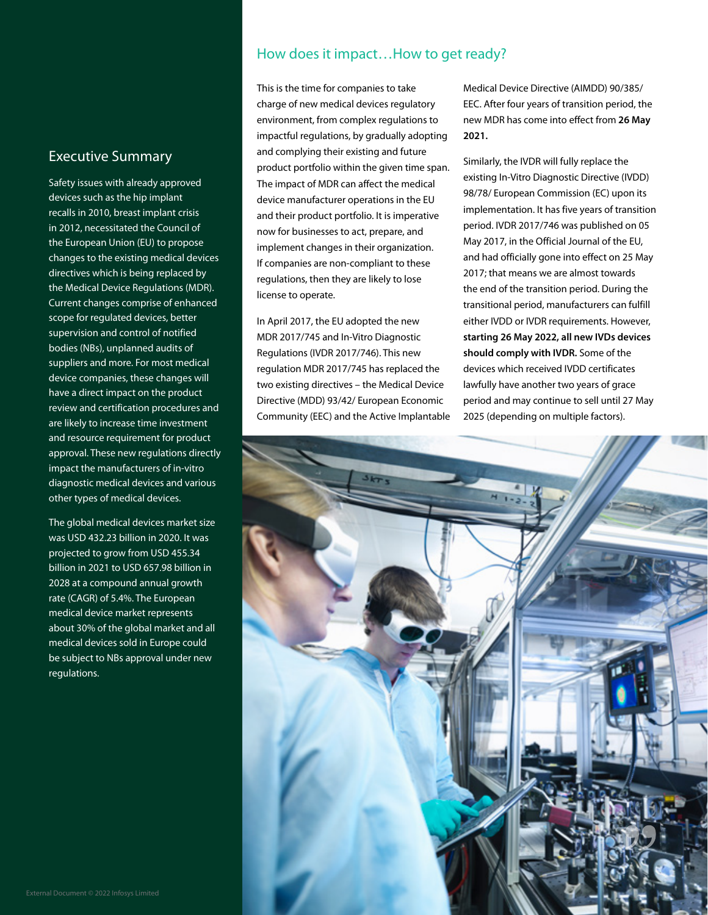## Executive Summary

Safety issues with already approved devices such as the hip implant recalls in 2010, breast implant crisis in 2012, necessitated the Council of the European Union (EU) to propose changes to the existing medical devices directives which is being replaced by the Medical Device Regulations (MDR). Current changes comprise of enhanced scope for regulated devices, better supervision and control of notified bodies (NBs), unplanned audits of suppliers and more. For most medical device companies, these changes will have a direct impact on the product review and certification procedures and are likely to increase time investment and resource requirement for product approval. These new regulations directly impact the manufacturers of in-vitro diagnostic medical devices and various other types of medical devices.

The global medical devices market size was USD 432.23 billion in 2020. It was projected to grow from USD 455.34 billion in 2021 to USD 657.98 billion in 2028 at a compound annual growth rate (CAGR) of 5.4%. The European medical device market represents about 30% of the global market and all medical devices sold in Europe could be subject to NBs approval under new regulations.

## How does it impact…How to get ready?

This is the time for companies to take charge of new medical devices regulatory environment, from complex regulations to impactful regulations, by gradually adopting and complying their existing and future product portfolio within the given time span. The impact of MDR can affect the medical device manufacturer operations in the EU and their product portfolio. It is imperative now for businesses to act, prepare, and implement changes in their organization. If companies are non-compliant to these regulations, then they are likely to lose license to operate.

In April 2017, the EU adopted the new MDR 2017/745 and In-Vitro Diagnostic Regulations (IVDR 2017/746). This new regulation MDR 2017/745 has replaced the two existing directives – the Medical Device Directive (MDD) 93/42/ European Economic Community (EEC) and the Active Implantable Medical Device Directive (AIMDD) 90/385/ EEC. After four years of transition period, the new MDR has come into effect from **26 May 2021.**

Similarly, the IVDR will fully replace the existing In-Vitro Diagnostic Directive (IVDD) 98/78/ European Commission (EC) upon its implementation. It has five years of transition period. IVDR 2017/746 was published on 05 May 2017, in the Official Journal of the EU, and had officially gone into effect on 25 May 2017; that means we are almost towards the end of the transition period. During the transitional period, manufacturers can fulfill either IVDD or IVDR requirements. However, **starting 26 May 2022, all new IVDs devices should comply with IVDR.** Some of the devices which received IVDD certificates lawfully have another two years of grace period and may continue to sell until 27 May 2025 (depending on multiple factors).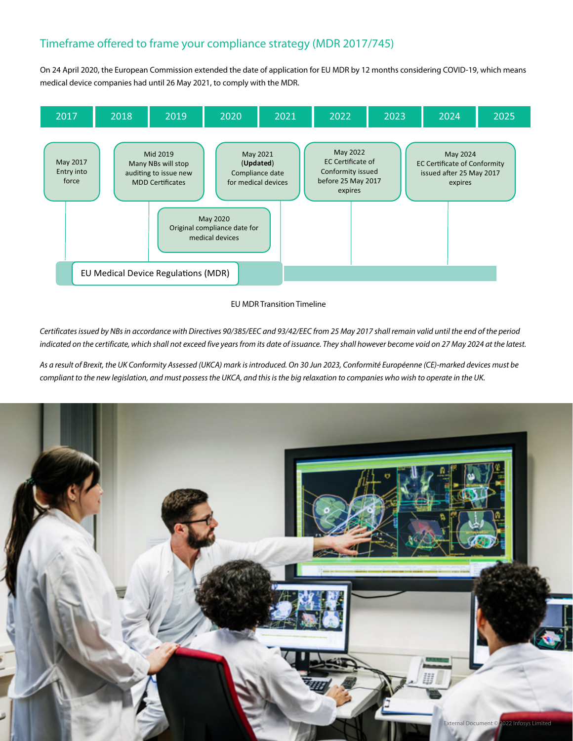## Timeframe offered to frame your compliance strategy (MDR 2017/745)

On 24 April 2020, the European Commission extended the date of application for EU MDR by 12 months considering COVID-19, which means medical device companies had until 26 May 2021, to comply with the MDR.

2017 | 2018 | 2019 | 2020 | 2021 | 2022 | 2023 | 2024 | 2025

- May 2017 Entry into force
- Mid 2019 Many NBs will stop auditing to issue new MDD Certificates
- May 2020 Original compliance date for medical devices
- May 2021 (**Updated**) Compliance date for medical devices
- May 2022 EC Certificate of Conformity issued before 25 May 2017 expires
- May 2024 EC Certificate of Conformity issued after 25 May 2017 expires

EU Medical Device Regulations (MDR)

EU MDR Transition Timeline

*Certificates issued by NBs in accordance with Directives 90/385/EEC and 93/42/EEC from 25 May 2017 shall remain valid until the end of the period indicated on the certificate, which shall not exceed five years from its date of issuance. They shall however become void on 27 May 2024 at the latest.*

*As a result of Brexit, the UK Conformity Assessed (UKCA) mark is introduced. On 30 Jun 2023, Conformité Européenne (CE)-marked devices must be compliant to the new legislation, and must possess the UKCA, and this is the big relaxation to companies who wish to operate in the UK.*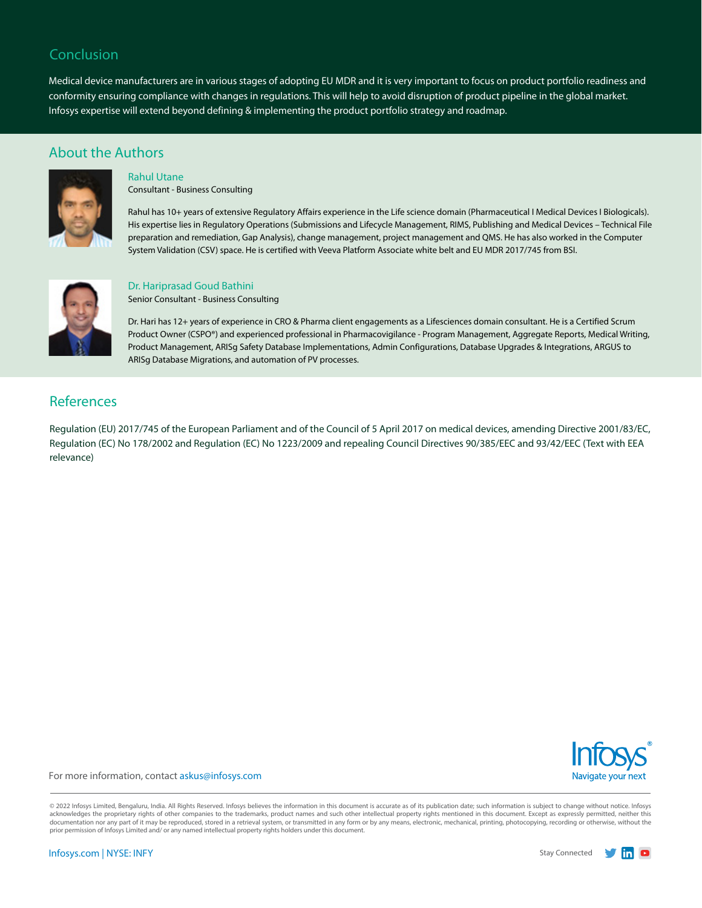## Conclusion

Medical device manufacturers are in various stages of adopting EU MDR and it is very important to focus on product portfolio readiness and conformity ensuring compliance with changes in regulations. This will help to avoid disruption of product pipeline in the global market. Infosys expertise will extend beyond defining & implementing the product portfolio strategy and roadmap.

## About the Authors

### Rahul Utane

Consultant - Business Consulting

Rahul has 10+ years of extensive Regulatory Affairs experience in the Life science domain (Pharmaceutical I Medical Devices I Biologicals). His expertise lies in Regulatory Operations (Submissions and Lifecycle Management, RIMS, Publishing and Medical Devices – Technical File preparation and remediation, Gap Analysis), change management, project management and QMS. He has also worked in the Computer System Validation (CSV) space. He is certified with Veeva Platform Associate white belt and EU MDR 2017/745 from BSI.

### Dr. Hariprasad Goud Bathini

Senior Consultant - Business Consulting

Dr. Hari has 12+ years of experience in CRO & Pharma client engagements as a Lifesciences domain consultant. He is a Certified Scrum Product Owner (CSPO®) and experienced professional in Pharmacovigilance - Program Management, Aggregate Reports, Medical Writing, Product Management, ARISg Safety Database Implementations, Admin Configurations, Database Upgrades & Integrations, ARGUS to ARISg Database Migrations, and automation of PV processes.

## References

Regulation (EU) 2017/745 of the European Parliament and of the Council of 5 April 2017 on medical devices, amending Directive 2001/83/EC, Regulation (EC) No 178/2002 and Regulation (EC) No 1223/2009 and repealing Council Directives 90/385/EEC and 93/42/EEC (Text with EEA relevance)

For more information, contact askus@infosys.com

Infosys® Navigate your next

© 2022 Infosys Limited, Bengaluru, India. All Rights Reserved. Infosys believes the information in this document is accurate as of its publication date; such information is subject to change without notice. Infosys acknowledges the proprietary rights of other companies to the trademarks, product names and such other intellectual property rights mentioned in this document. Except as expressly permitted, neither this documentation nor any part of it may be reproduced, stored in a retrieval system, or transmitted in any form or by any means, electronic, mechanical, printing, photocopying, recording or otherwise, without the prior permission of Infosys Limited and/ or any named intellectual property rights holders under this document.

Infosys.com | NYSE: INFY

Stay Connected